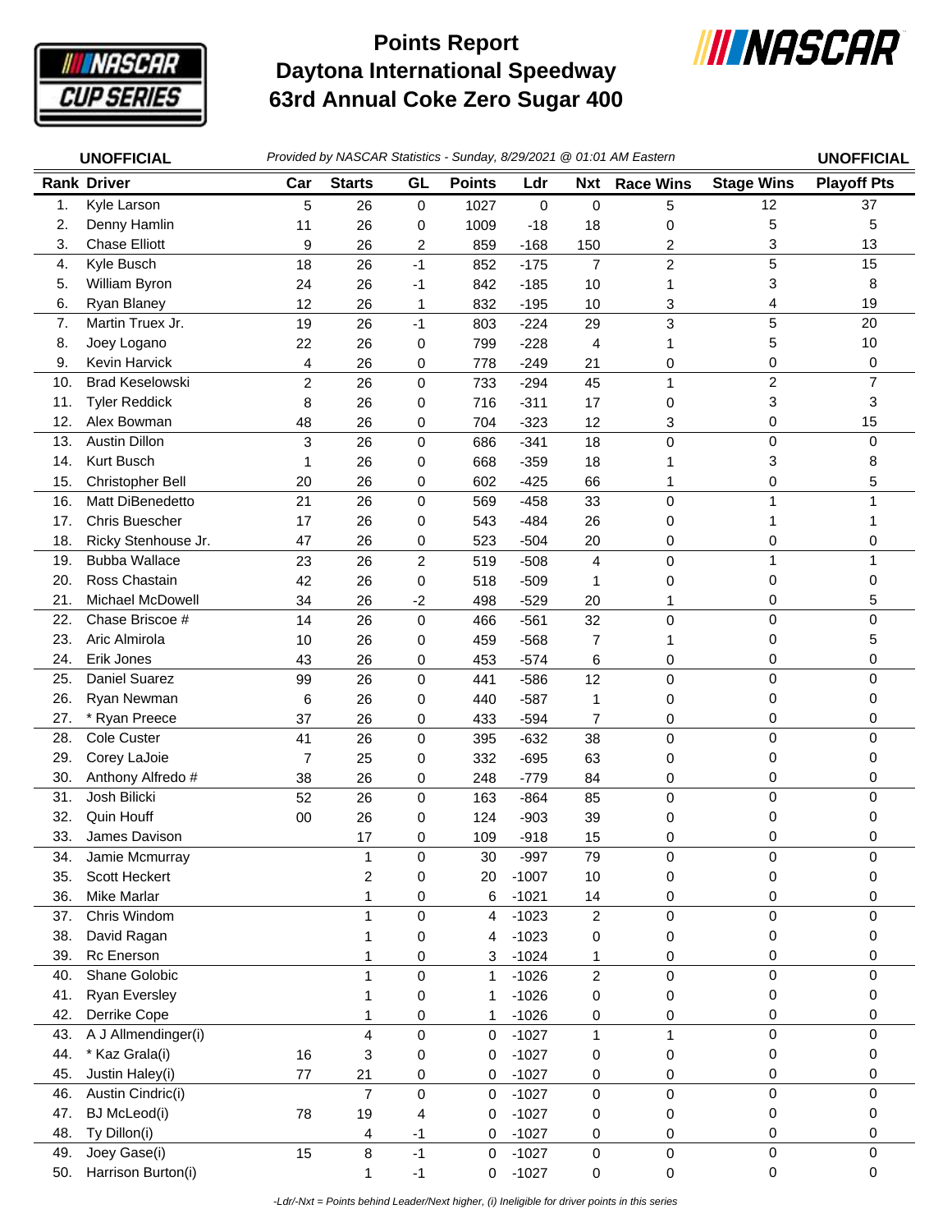# Points Report
# Daytona International Speedway
# 63rd Annual Coke Zero Sugar 400

**UNOFFICIAL** *Provided by NASCAR Statistics - Sunday, 8/29/2021 @ 01:01 AM Eastern* **UNOFFICIAL**

| Rank | Driver | Car | Starts | GL | Points | Ldr | Nxt | Race Wins | Stage Wins | Playoff Pts |
|---|---|---|---|---|---|---|---|---|---|---|
| 1. | Kyle Larson | 5 | 26 | 0 | 1027 | 0 | 0 | 5 | 12 | 37 |
| 2. | Denny Hamlin | 11 | 26 | 0 | 1009 | -18 | 18 | 0 | 5 | 5 |
| 3. | Chase Elliott | 9 | 26 | 2 | 859 | -168 | 150 | 2 | 3 | 13 |
| 4. | Kyle Busch | 18 | 26 | -1 | 852 | -175 | 7 | 2 | 5 | 15 |
| 5. | William Byron | 24 | 26 | -1 | 842 | -185 | 10 | 1 | 3 | 8 |
| 6. | Ryan Blaney | 12 | 26 | 1 | 832 | -195 | 10 | 3 | 4 | 19 |
| 7. | Martin Truex Jr. | 19 | 26 | -1 | 803 | -224 | 29 | 3 | 5 | 20 |
| 8. | Joey Logano | 22 | 26 | 0 | 799 | -228 | 4 | 1 | 5 | 10 |
| 9. | Kevin Harvick | 4 | 26 | 0 | 778 | -249 | 21 | 0 | 0 | 0 |
| 10. | Brad Keselowski | 2 | 26 | 0 | 733 | -294 | 45 | 1 | 2 | 7 |
| 11. | Tyler Reddick | 8 | 26 | 0 | 716 | -311 | 17 | 0 | 3 | 3 |
| 12. | Alex Bowman | 48 | 26 | 0 | 704 | -323 | 12 | 3 | 0 | 15 |
| 13. | Austin Dillon | 3 | 26 | 0 | 686 | -341 | 18 | 0 | 0 | 0 |
| 14. | Kurt Busch | 1 | 26 | 0 | 668 | -359 | 18 | 1 | 3 | 8 |
| 15. | Christopher Bell | 20 | 26 | 0 | 602 | -425 | 66 | 1 | 0 | 5 |
| 16. | Matt DiBenedetto | 21 | 26 | 0 | 569 | -458 | 33 | 0 | 1 | 1 |
| 17. | Chris Buescher | 17 | 26 | 0 | 543 | -484 | 26 | 0 | 1 | 1 |
| 18. | Ricky Stenhouse Jr. | 47 | 26 | 0 | 523 | -504 | 20 | 0 | 0 | 0 |
| 19. | Bubba Wallace | 23 | 26 | 2 | 519 | -508 | 4 | 0 | 1 | 1 |
| 20. | Ross Chastain | 42 | 26 | 0 | 518 | -509 | 1 | 0 | 0 | 0 |
| 21. | Michael McDowell | 34 | 26 | -2 | 498 | -529 | 20 | 1 | 0 | 5 |
| 22. | Chase Briscoe # | 14 | 26 | 0 | 466 | -561 | 32 | 0 | 0 | 0 |
| 23. | Aric Almirola | 10 | 26 | 0 | 459 | -568 | 7 | 1 | 0 | 5 |
| 24. | Erik Jones | 43 | 26 | 0 | 453 | -574 | 6 | 0 | 0 | 0 |
| 25. | Daniel Suarez | 99 | 26 | 0 | 441 | -586 | 12 | 0 | 0 | 0 |
| 26. | Ryan Newman | 6 | 26 | 0 | 440 | -587 | 1 | 0 | 0 | 0 |
| 27. | * Ryan Preece | 37 | 26 | 0 | 433 | -594 | 7 | 0 | 0 | 0 |
| 28. | Cole Custer | 41 | 26 | 0 | 395 | -632 | 38 | 0 | 0 | 0 |
| 29. | Corey LaJoie | 7 | 25 | 0 | 332 | -695 | 63 | 0 | 0 | 0 |
| 30. | Anthony Alfredo # | 38 | 26 | 0 | 248 | -779 | 84 | 0 | 0 | 0 |
| 31. | Josh Bilicki | 52 | 26 | 0 | 163 | -864 | 85 | 0 | 0 | 0 |
| 32. | Quin Houff | 00 | 26 | 0 | 124 | -903 | 39 | 0 | 0 | 0 |
| 33. | James Davison | | 17 | 0 | 109 | -918 | 15 | 0 | 0 | 0 |
| 34. | Jamie Mcmurray | | 1 | 0 | 30 | -997 | 79 | 0 | 0 | 0 |
| 35. | Scott Heckert | | 2 | 0 | 20 | -1007 | 10 | 0 | 0 | 0 |
| 36. | Mike Marlar | | 1 | 0 | 6 | -1021 | 14 | 0 | 0 | 0 |
| 37. | Chris Windom | | 1 | 0 | 4 | -1023 | 2 | 0 | 0 | 0 |
| 38. | David Ragan | | 1 | 0 | 4 | -1023 | 0 | 0 | 0 | 0 |
| 39. | Rc Enerson | | 1 | 0 | 3 | -1024 | 1 | 0 | 0 | 0 |
| 40. | Shane Golobic | | 1 | 0 | 1 | -1026 | 2 | 0 | 0 | 0 |
| 41. | Ryan Eversley | | 1 | 0 | 1 | -1026 | 0 | 0 | 0 | 0 |
| 42. | Derrike Cope | | 1 | 0 | 1 | -1026 | 0 | 0 | 0 | 0 |
| 43. | A J Allmendinger(i) | | 4 | 0 | 0 | -1027 | 1 | 1 | 0 | 0 |
| 44. | * Kaz Grala(i) | 16 | 3 | 0 | 0 | -1027 | 0 | 0 | 0 | 0 |
| 45. | Justin Haley(i) | 77 | 21 | 0 | 0 | -1027 | 0 | 0 | 0 | 0 |
| 46. | Austin Cindric(i) | | 7 | 0 | 0 | -1027 | 0 | 0 | 0 | 0 |
| 47. | BJ McLeod(i) | 78 | 19 | 4 | 0 | -1027 | 0 | 0 | 0 | 0 |
| 48. | Ty Dillon(i) | | 4 | -1 | 0 | -1027 | 0 | 0 | 0 | 0 |
| 49. | Joey Gase(i) | 15 | 8 | -1 | 0 | -1027 | 0 | 0 | 0 | 0 |
| 50. | Harrison Burton(i) | | 1 | -1 | 0 | -1027 | 0 | 0 | 0 | 0 |

*-Ldr/-Nxt = Points behind Leader/Next higher, (i) Ineligible for driver points in this series*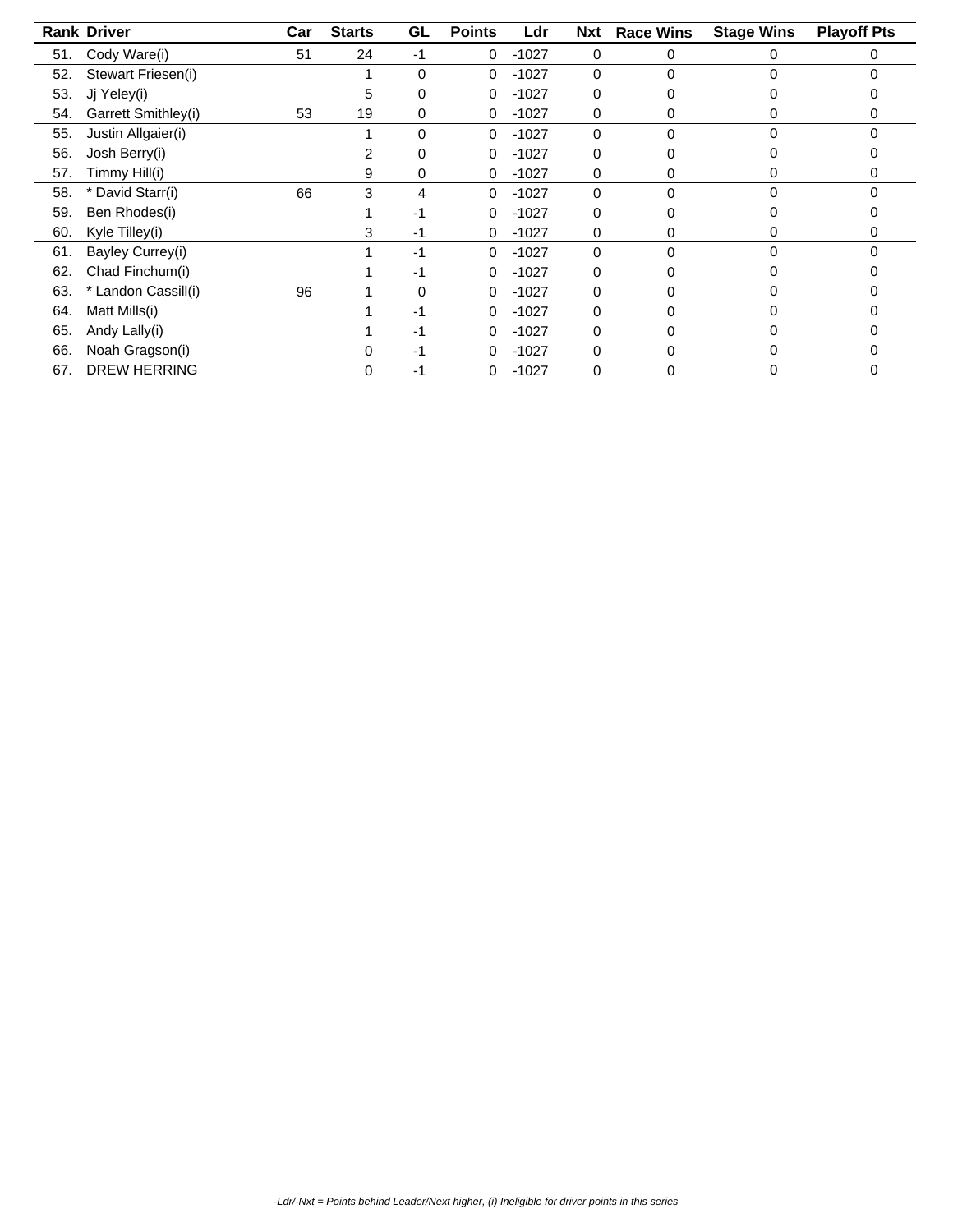| Rank | Driver | Car | Starts | GL | Points | Ldr | Nxt | Race Wins | Stage Wins | Playoff Pts |
|---|---|---|---|---|---|---|---|---|---|---|
| 51. | Cody Ware(i) | 51 | 24 | -1 | 0 | -1027 | 0 | 0 | 0 | 0 |
| 52. | Stewart Friesen(i) | | 1 | 0 | 0 | -1027 | 0 | 0 | 0 | 0 |
| 53. | Jj Yeley(i) | | 5 | 0 | 0 | -1027 | 0 | 0 | 0 | 0 |
| 54. | Garrett Smithley(i) | 53 | 19 | 0 | 0 | -1027 | 0 | 0 | 0 | 0 |
| 55. | Justin Allgaier(i) | | 1 | 0 | 0 | -1027 | 0 | 0 | 0 | 0 |
| 56. | Josh Berry(i) | | 2 | 0 | 0 | -1027 | 0 | 0 | 0 | 0 |
| 57. | Timmy Hill(i) | | 9 | 0 | 0 | -1027 | 0 | 0 | 0 | 0 |
| 58. | * David Starr(i) | 66 | 3 | 4 | 0 | -1027 | 0 | 0 | 0 | 0 |
| 59. | Ben Rhodes(i) | | 1 | -1 | 0 | -1027 | 0 | 0 | 0 | 0 |
| 60. | Kyle Tilley(i) | | 3 | -1 | 0 | -1027 | 0 | 0 | 0 | 0 |
| 61. | Bayley Currey(i) | | 1 | -1 | 0 | -1027 | 0 | 0 | 0 | 0 |
| 62. | Chad Finchum(i) | | 1 | -1 | 0 | -1027 | 0 | 0 | 0 | 0 |
| 63. | * Landon Cassill(i) | 96 | 1 | 0 | 0 | -1027 | 0 | 0 | 0 | 0 |
| 64. | Matt Mills(i) | | 1 | -1 | 0 | -1027 | 0 | 0 | 0 | 0 |
| 65. | Andy Lally(i) | | 1 | -1 | 0 | -1027 | 0 | 0 | 0 | 0 |
| 66. | Noah Gragson(i) | | 0 | -1 | 0 | -1027 | 0 | 0 | 0 | 0 |
| 67. | DREW HERRING | | 0 | -1 | 0 | -1027 | 0 | 0 | 0 | 0 |

*-Ldr/-Nxt = Points behind Leader/Next higher, (i) Ineligible for driver points in this series*